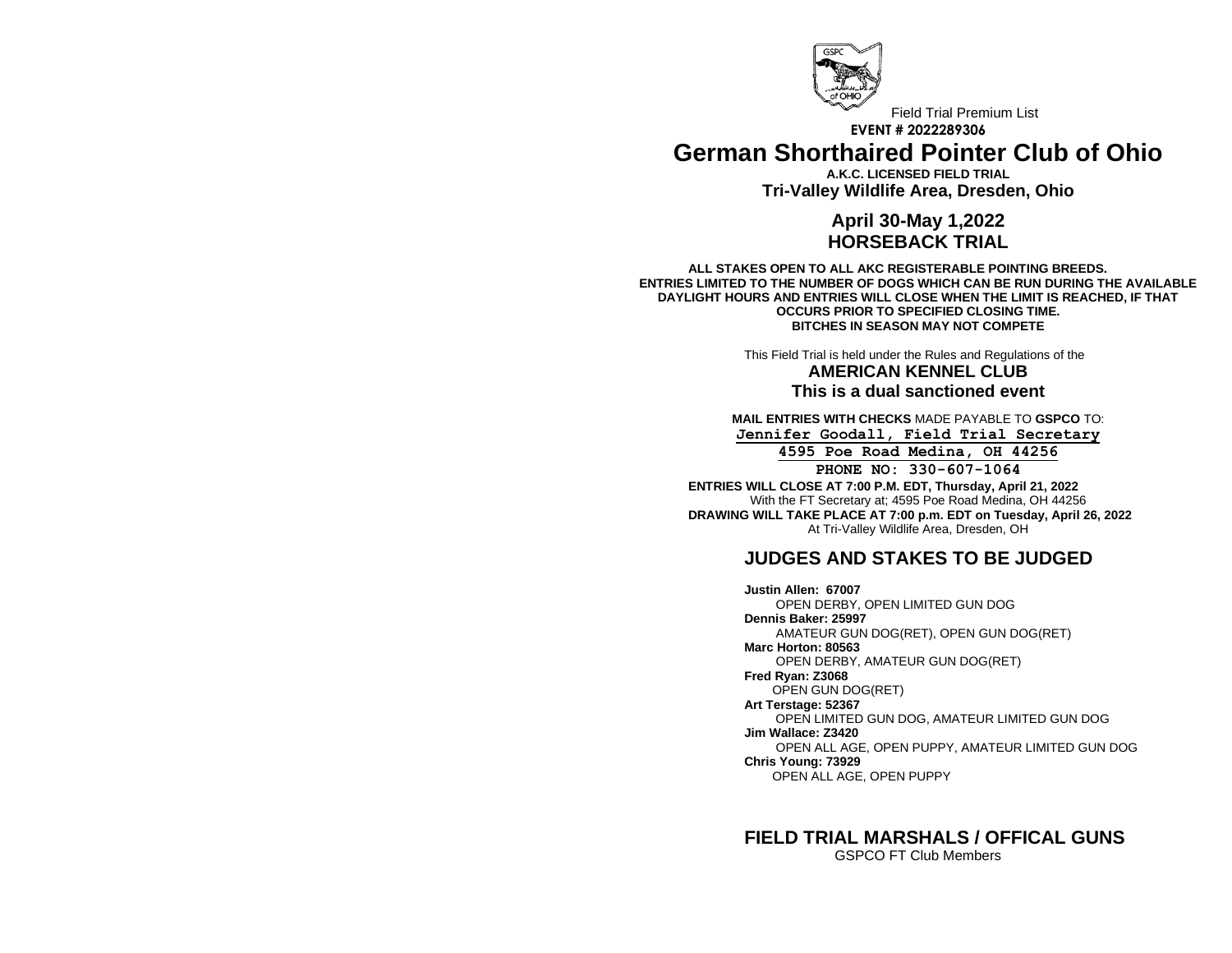Field Trial Premium List

**EVENT # 2022289306**

# German Shorthaired Pointer Club of Ohio

**A.K.C. LICENSED FIELD TRIAL**

**Tri-Valley Wildlife Area, Dresden, Ohio**

## April 30-May 1,2022
## HORSEBACK TRIAL

**ALL STAKES OPEN TO ALL AKC REGISTERABLE POINTING BREEDS.**
**ENTRIES LIMITED TO THE NUMBER OF DOGS WHICH CAN BE RUN DURING THE AVAILABLE DAYLIGHT HOURS AND ENTRIES WILL CLOSE WHEN THE LIMIT IS REACHED, IF THAT OCCURS PRIOR TO SPECIFIED CLOSING TIME.**
**BITCHES IN SEASON MAY NOT COMPETE**

This Field Trial is held under the Rules and Regulations of the

**AMERICAN KENNEL CLUB**

**This is a dual sanctioned event**

**MAIL ENTRIES WITH CHECKS** MADE PAYABLE TO **GSPCO** TO:

**Jennifer Goodall, Field Trial Secretary**

**4595 Poe Road Medina, OH 44256**

**PHONE NO: 330-607-1064**

**ENTRIES WILL CLOSE AT 7:00 P.M. EDT, Thursday, April 21, 2022**
With the FT Secretary at; 4595 Poe Road Medina, OH 44256

**DRAWING WILL TAKE PLACE AT 7:00 p.m. EDT on Tuesday, April 26, 2022**
At Tri-Valley Wildlife Area, Dresden, OH

## JUDGES AND STAKES TO BE JUDGED

**Justin Allen: 67007**
OPEN DERBY, OPEN LIMITED GUN DOG

**Dennis Baker: 25997**
AMATEUR GUN DOG(RET), OPEN GUN DOG(RET)

**Marc Horton: 80563**
OPEN DERBY, AMATEUR GUN DOG(RET)

**Fred Ryan: Z3068**
OPEN GUN DOG(RET)

**Art Terstage: 52367**
OPEN LIMITED GUN DOG, AMATEUR LIMITED GUN DOG

**Jim Wallace: Z3420**
OPEN ALL AGE, OPEN PUPPY, AMATEUR LIMITED GUN DOG

**Chris Young: 73929**
OPEN ALL AGE, OPEN PUPPY

## FIELD TRIAL MARSHALS / OFFICAL GUNS

GSPCO FT Club Members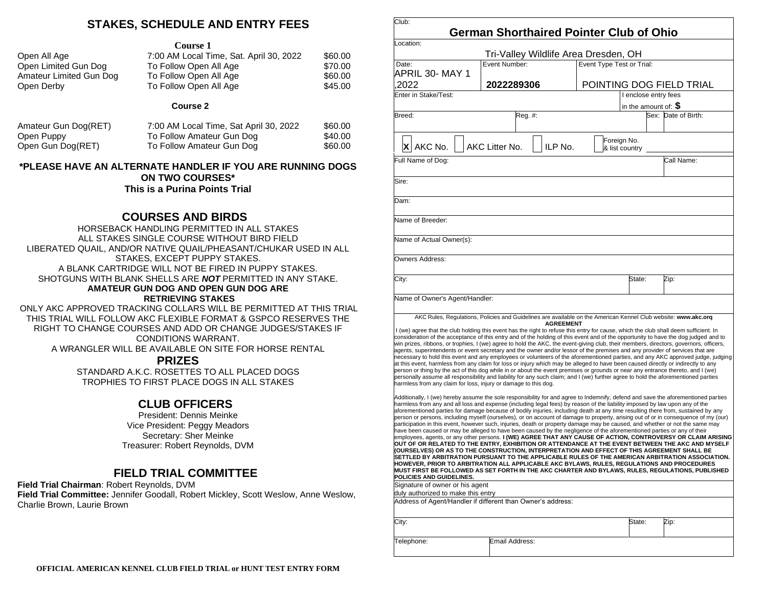# STAKES, SCHEDULE AND ENTRY FEES

**Course 1**

| | | |
|---|---|---|
| Open All Age | 7:00 AM Local Time, Sat. April 30, 2022 | $60.00 |
| Open Limited Gun Dog | To Follow Open All Age | $70.00 |
| Amateur Limited Gun Dog | To Follow Open All Age | $60.00 |
| Open Derby | To Follow Open All Age | $45.00 |

**Course 2**

| | | |
|---|---|---|
| Amateur Gun Dog(RET) | 7:00 AM Local Time, Sat April 30, 2022 | $60.00 |
| Open Puppy | To Follow Amateur Gun Dog | $40.00 |
| Open Gun Dog(RET) | To Follow Amateur Gun Dog | $60.00 |

**\*PLEASE HAVE AN ALTERNATE HANDLER IF YOU ARE RUNNING DOGS ON TWO COURSES\***

**This is a Purina Points Trial**

## COURSES AND BIRDS

HORSEBACK HANDLING PERMITTED IN ALL STAKES
ALL STAKES SINGLE COURSE WITHOUT BIRD FIELD
LIBERATED QUAIL, AND/OR NATIVE QUAIL/PHEASANT/CHUKAR USED IN ALL STAKES, EXCEPT PUPPY STAKES.
A BLANK CARTRIDGE WILL NOT BE FIRED IN PUPPY STAKES.
SHOTGUNS WITH BLANK SHELLS ARE ***NOT*** PERMITTED IN ANY STAKE.
**AMATEUR GUN DOG AND OPEN GUN DOG ARE RETRIEVING STAKES**
ONLY AKC APPROVED TRACKING COLLARS WILL BE PERMITTED AT THIS TRIAL
THIS TRIAL WILL FOLLOW AKC FLEXIBLE FORMAT & GSPCO RESERVES THE RIGHT TO CHANGE COURSES AND ADD OR CHANGE JUDGES/STAKES IF CONDITIONS WARRANT.
A WRANGLER WILL BE AVAILABLE ON SITE FOR HORSE RENTAL

## PRIZES

STANDARD A.K.C. ROSETTES TO ALL PLACED DOGS
TROPHIES TO FIRST PLACE DOGS IN ALL STAKES

## CLUB OFFICERS

President: Dennis Meinke
Vice President: Peggy Meadors
Secretary: Sher Meinke
Treasurer: Robert Reynolds, DVM

## FIELD TRIAL COMMITTEE

**Field Trial Chairman**: Robert Reynolds, DVM
**Field Trial Committee:** Jennifer Goodall, Robert Mickley, Scott Weslow, Anne Weslow, Charlie Brown, Laurie Brown

OFFICIAL AMERICAN KENNEL CLUB FIELD TRIAL or HUNT TEST ENTRY FORM

Club: **German Shorthaired Pointer Club of Ohio**

Location: Tri-Valley Wildlife Area Dresden, OH

| Date: | Event Number: | Event Type Test or Trial: |
|---|---|---|
| APRIL 30- MAY 1 ,2022 | **2022289306** | POINTING DOG FIELD TRIAL |

Enter in Stake/Test:

I enclose entry fees in the amount of: **$**

Breed: Reg. #: Sex: Date of Birth:

[X] AKC No. [ ] AKC Litter No. [ ] ILP No. [ ] Foreign No. & list country

Full Name of Dog: Call Name:

Sire:

Dam:

Name of Breeder:

Name of Actual Owner(s):

Owners Address:

City: State: Zip:

Name of Owner's Agent/Handler:

AKC Rules, Regulations, Policies and Guidelines are available on the American Kennel Club website: **www.akc.orq**

**AGREEMENT**

I (we) agree that the club holding this event has the right to refuse this entry for cause, which the club shall deem sufficient. In consideration of the acceptance of this entry and of the holding of this event and of the opportunity to have the dog judged and to win prizes, ribbons, or trophies, I (we) agree to hold the AKC, the event-giving club, their members, directors, governors, officers, agents, superintendents or event secretary and the owner and/or lessor of the premises and any provider of services that are necessary to hold this event and any employees or volunteers of the aforementioned parties, and any AKC approved judge, judging at this event, harmless from any claim for loss or injury which may be alleged to have been caused directly or indirectly to any person or thing by the act of this dog while in or about the event premises or grounds or near any entrance thereto, and I (we) personally assume all responsibility and liability for any such claim; and I (we) further agree to hold the aforementioned parties harmless from any claim for loss, injury or damage to this dog.

Additionally, I (we) hereby assume the sole responsibility for and agree to Indemnify, defend and save the aforementioned parties harmless from any and all loss and expense (including legal fees) by reason of the liability imposed by law upon any of the aforementioned parties for damage because of bodily injuries, including death at any time resulting there from, sustained by any person or persons, including myself (ourselves), or on account of damage to property, arising out of or in consequence of my (our) participation in this event, however such, injuries, death or property damage may be caused, and whether or not the same may have been caused or may be alleged to have been caused by the negligence of the aforementioned parties or any of their employees, agents, or any other persons. **I (WE) AGREE THAT ANY CAUSE OF ACTION, CONTROVERSY OR CLAIM ARISING OUT OF OR RELATED TO THE ENTRY, EXHIBITION OR ATTENDANCE AT THE EVENT BETWEEN THE AKC AND MYSELF (OURSELVES) OR AS TO THE CONSTRUCTION, INTERPRETATION AND EFFECT OF THIS AGREEMENT SHALL BE SETTLED BY ARBITRATION PURSUANT TO THE APPLICABLE RULES OF THE AMERICAN ARBITRATION ASSOCIATION. HOWEVER, PRIOR TO ARBITRATION ALL APPLICABLE AKC BYLAWS, RULES, REGULATIONS AND PROCEDURES MUST FIRST BE FOLLOWED AS SET FORTH IN THE AKC CHARTER AND BYLAWS, RULES, REGULATIONS, PUBLISHED POLICIES AND GUIDELINES.**

Signature of owner or his agent duly authorized to make this entry

Address of Agent/Handler if different than Owner's address:

City: State: Zip:

Telephone: Email Address: